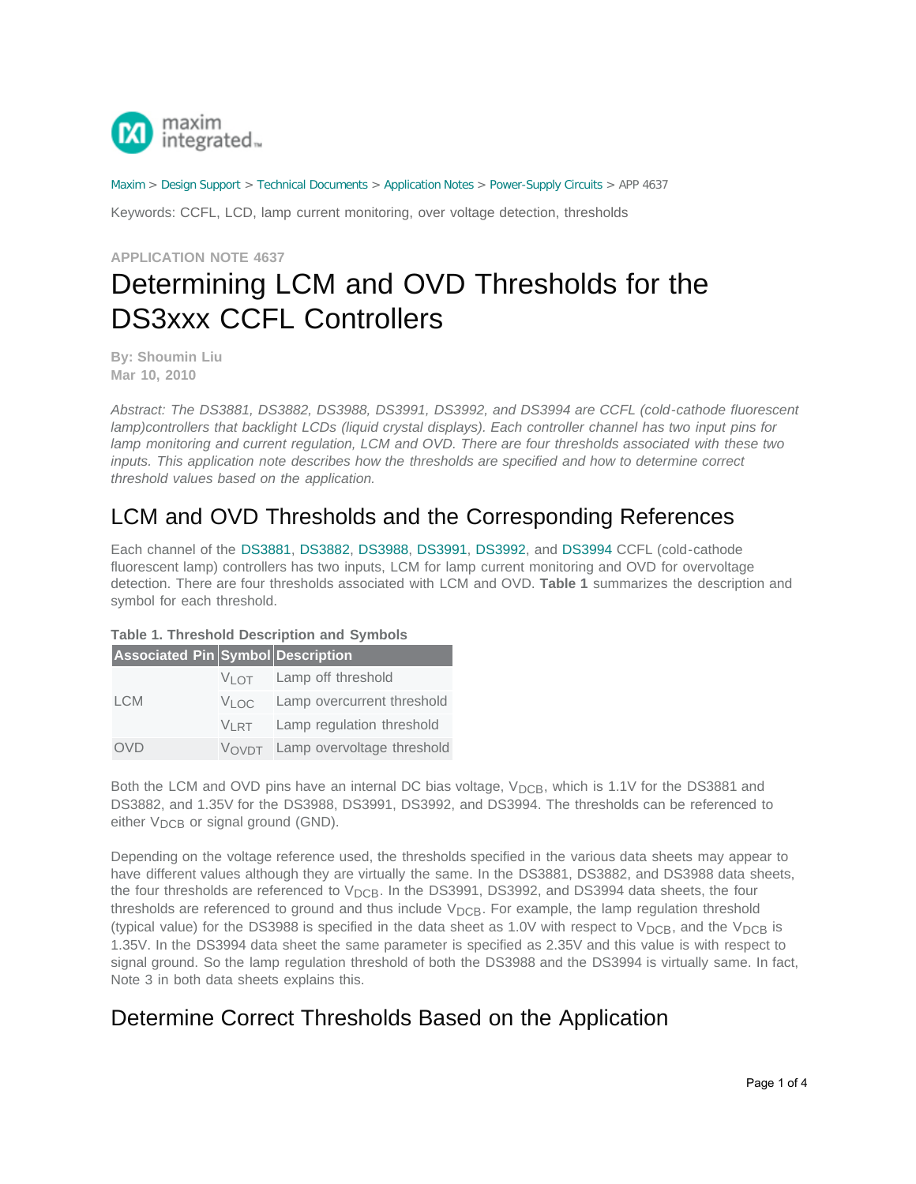Maxim > Design Support > Technical Documents > Application Notes > Power-Supply Circuits > APP 4637

Keywords: CCFL, LCD, lamp current monitoring, over voltage detection, thresholds

APPLICATION NOTE 4637

# Determining LCM and OVD Thresholds for the DS3xxx CCFL Controllers

**By: Shoumin Liu**
**Mar 10, 2010**

*Abstract: The DS3881, DS3882, DS3988, DS3991, DS3992, and DS3994 are CCFL (cold-cathode fluorescent lamp)controllers that backlight LCDs (liquid crystal displays). Each controller channel has two input pins for lamp monitoring and current regulation, LCM and OVD. There are four thresholds associated with these two inputs. This application note describes how the thresholds are specified and how to determine correct threshold values based on the application.*

## LCM and OVD Thresholds and the Corresponding References

Each channel of the DS3881, DS3882, DS3988, DS3991, DS3992, and DS3994 CCFL (cold-cathode fluorescent lamp) controllers has two inputs, LCM for lamp current monitoring and OVD for overvoltage detection. There are four thresholds associated with LCM and OVD. **Table 1** summarizes the description and symbol for each threshold.

**Table 1. Threshold Description and Symbols**

| Associated Pin | Symbol | Description |
|---|---|---|
| LCM | $V_{LOT}$ | Lamp off threshold |
| | $V_{LOC}$ | Lamp overcurrent threshold |
| | $V_{LRT}$ | Lamp regulation threshold |
| OVD | $V_{OVDT}$ | Lamp overvoltage threshold |

Both the LCM and OVD pins have an internal DC bias voltage, $V_{DCB}$, which is 1.1V for the DS3881 and DS3882, and 1.35V for the DS3988, DS3991, DS3992, and DS3994. The thresholds can be referenced to either $V_{DCB}$ or signal ground (GND).

Depending on the voltage reference used, the thresholds specified in the various data sheets may appear to have different values although they are virtually the same. In the DS3881, DS3882, and DS3988 data sheets, the four thresholds are referenced to $V_{DCB}$. In the DS3991, DS3992, and DS3994 data sheets, the four thresholds are referenced to ground and thus include $V_{DCB}$. For example, the lamp regulation threshold (typical value) for the DS3988 is specified in the data sheet as 1.0V with respect to $V_{DCB}$, and the $V_{DCB}$ is 1.35V. In the DS3994 data sheet the same parameter is specified as 2.35V and this value is with respect to signal ground. So the lamp regulation threshold of both the DS3988 and the DS3994 is virtually same. In fact, Note 3 in both data sheets explains this.

## Determine Correct Thresholds Based on the Application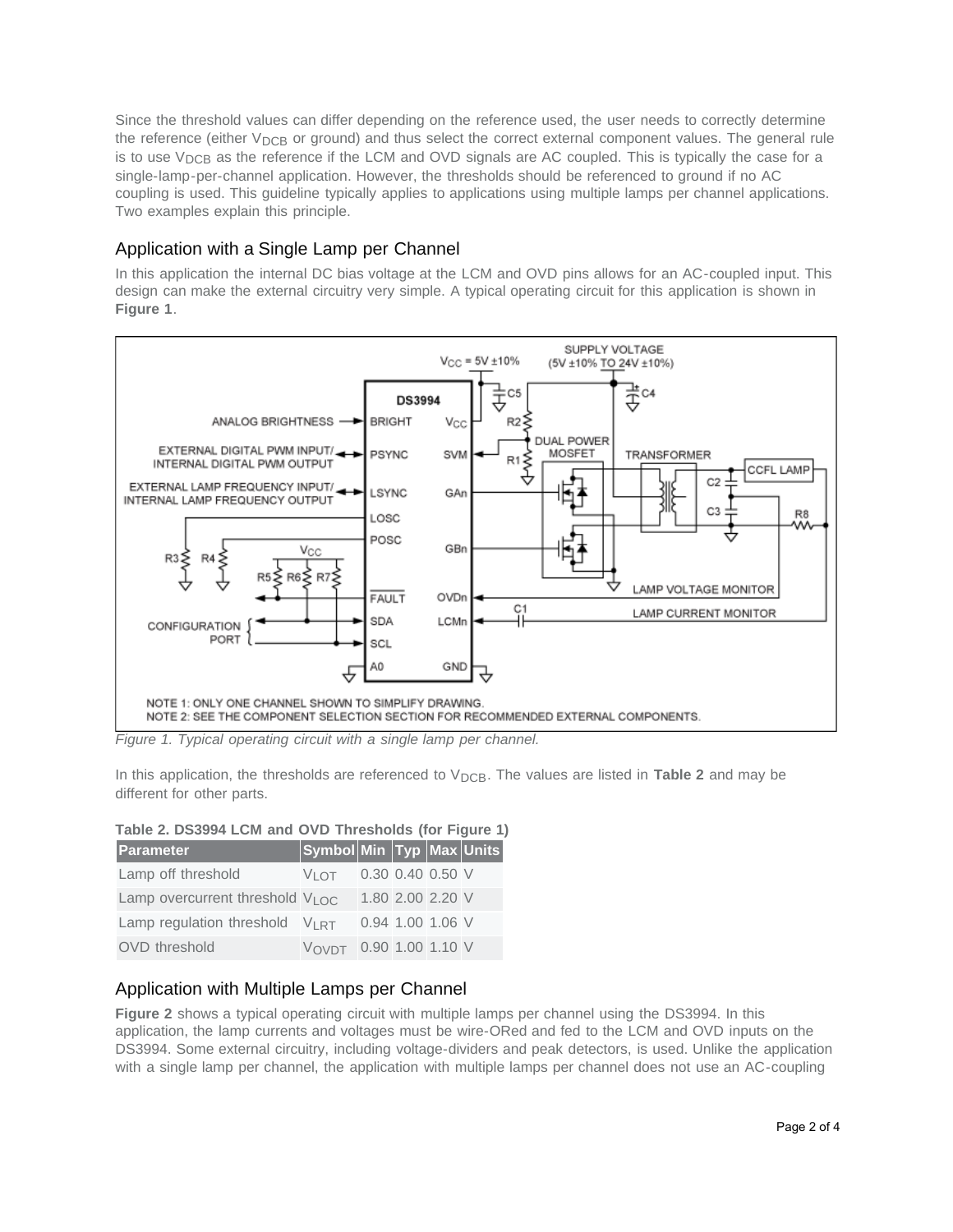Since the threshold values can differ depending on the reference used, the user needs to correctly determine the reference (either $V_{DCB}$ or ground) and thus select the correct external component values. The general rule is to use $V_{DCB}$ as the reference if the LCM and OVD signals are AC coupled. This is typically the case for a single-lamp-per-channel application. However, the thresholds should be referenced to ground if no AC coupling is used. This guideline typically applies to applications using multiple lamps per channel applications. Two examples explain this principle.

## Application with a Single Lamp per Channel

In this application the internal DC bias voltage at the LCM and OVD pins allows for an AC-coupled input. This design can make the external circuitry very simple. A typical operating circuit for this application is shown in **Figure 1**.

*Figure 1. Typical operating circuit with a single lamp per channel.*

In this application, the thresholds are referenced to $V_{DCB}$. The values are listed in **Table 2** and may be different for other parts.

**Table 2. DS3994 LCM and OVD Thresholds (for Figure 1)**

| Parameter | Symbol | Min | Typ | Max | Units |
|---|---|---|---|---|---|
| Lamp off threshold | $V_{LOT}$ | 0.30 | 0.40 | 0.50 | V |
| Lamp overcurrent threshold | $V_{LOC}$ | 1.80 | 2.00 | 2.20 | V |
| Lamp regulation threshold | $V_{LRT}$ | 0.94 | 1.00 | 1.06 | V |
| OVD threshold | $V_{OVDT}$ | 0.90 | 1.00 | 1.10 | V |

## Application with Multiple Lamps per Channel

**Figure 2** shows a typical operating circuit with multiple lamps per channel using the DS3994. In this application, the lamp currents and voltages must be wire-ORed and fed to the LCM and OVD inputs on the DS3994. Some external circuitry, including voltage-dividers and peak detectors, is used. Unlike the application with a single lamp per channel, the application with multiple lamps per channel does not use an AC-coupling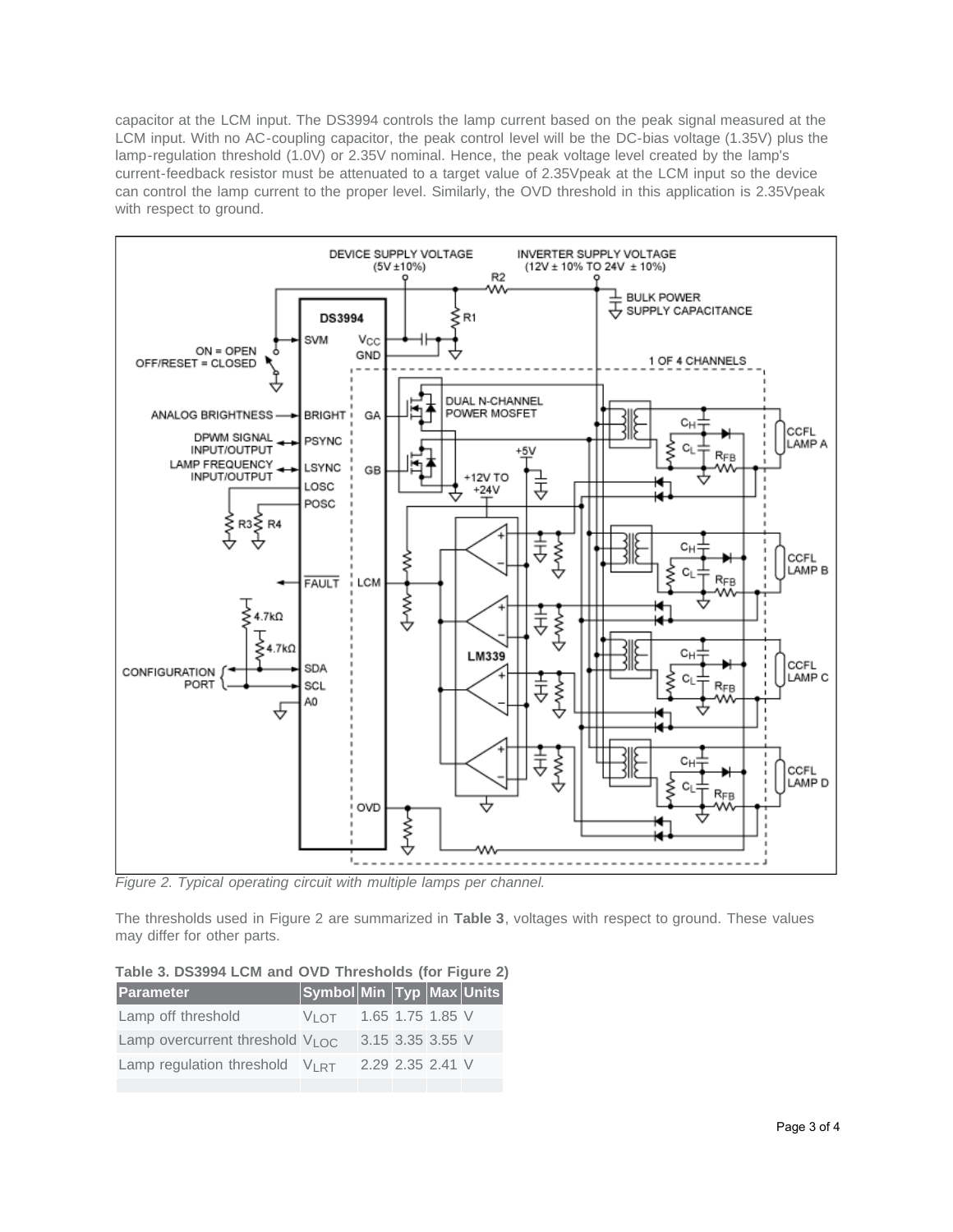capacitor at the LCM input. The DS3994 controls the lamp current based on the peak signal measured at the LCM input. With no AC-coupling capacitor, the peak control level will be the DC-bias voltage (1.35V) plus the lamp-regulation threshold (1.0V) or 2.35V nominal. Hence, the peak voltage level created by the lamp's current-feedback resistor must be attenuated to a target value of 2.35Vpeak at the LCM input so the device can control the lamp current to the proper level. Similarly, the OVD threshold in this application is 2.35Vpeak with respect to ground.

*Figure 2. Typical operating circuit with multiple lamps per channel.*

The thresholds used in Figure 2 are summarized in **Table 3**, voltages with respect to ground. These values may differ for other parts.

**Table 3. DS3994 LCM and OVD Thresholds (for Figure 2)**

| Parameter | Symbol | Min | Typ | Max | Units |
|---|---|---|---|---|---|
| Lamp off threshold | $V_{LOT}$ | 1.65 | 1.75 | 1.85 | V |
| Lamp overcurrent threshold | $V_{LOC}$ | 3.15 | 3.35 | 3.55 | V |
| Lamp regulation threshold | $V_{LRT}$ | 2.29 | 2.35 | 2.41 | V |
| | | | | | |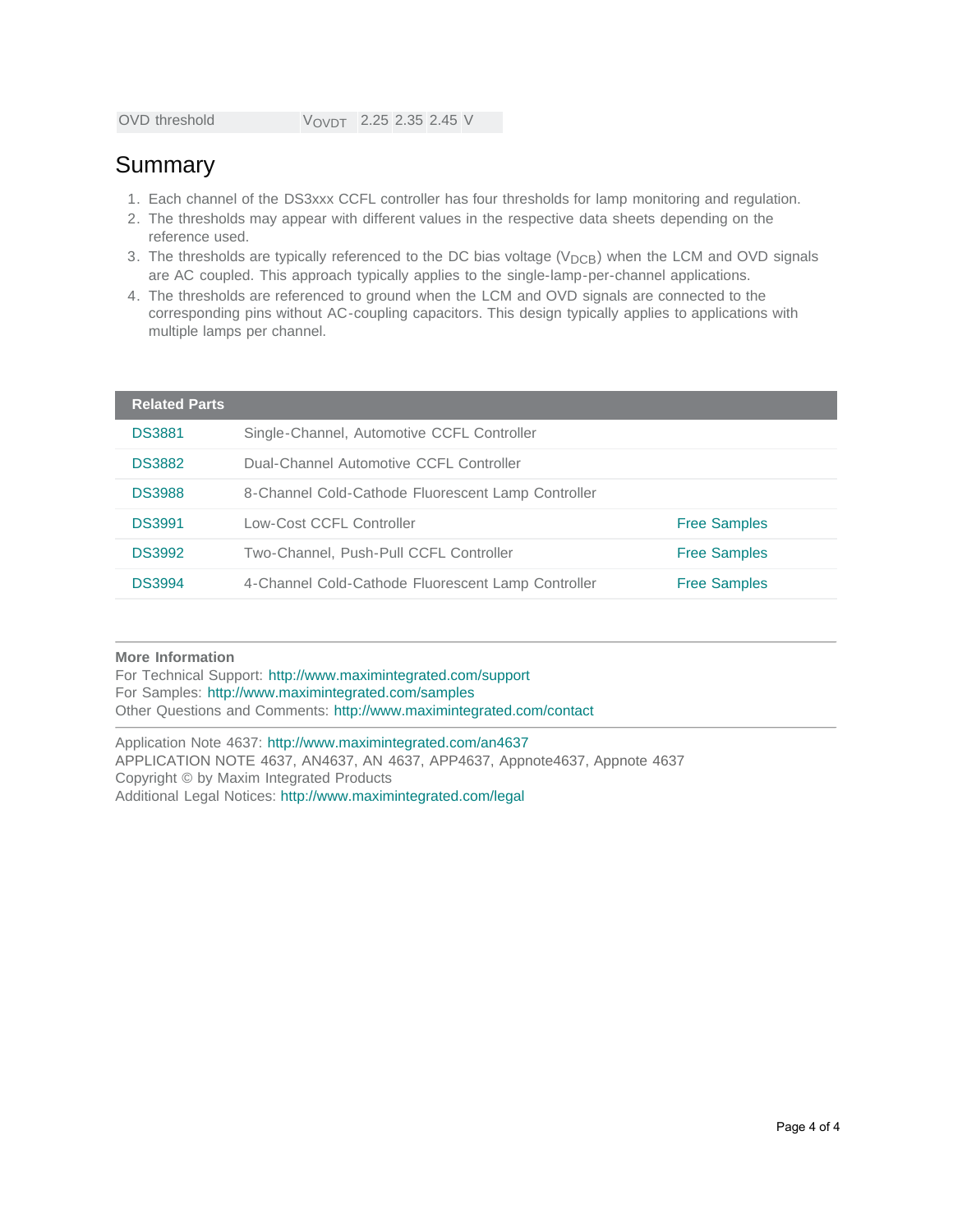| | | | | | |
|---|---|---|---|---|---|
| OVD threshold | $V_{OVDT}$ | 2.25 | 2.35 | 2.45 | V |

## Summary

1. Each channel of the DS3xxx CCFL controller has four thresholds for lamp monitoring and regulation.
2. The thresholds may appear with different values in the respective data sheets depending on the reference used.
3. The thresholds are typically referenced to the DC bias voltage ($V_{DCB}$) when the LCM and OVD signals are AC coupled. This approach typically applies to the single-lamp-per-channel applications.
4. The thresholds are referenced to ground when the LCM and OVD signals are connected to the corresponding pins without AC-coupling capacitors. This design typically applies to applications with multiple lamps per channel.

| Related Parts | | |
|---|---|---|
| DS3881 | Single-Channel, Automotive CCFL Controller | |
| DS3882 | Dual-Channel Automotive CCFL Controller | |
| DS3988 | 8-Channel Cold-Cathode Fluorescent Lamp Controller | |
| DS3991 | Low-Cost CCFL Controller | Free Samples |
| DS3992 | Two-Channel, Push-Pull CCFL Controller | Free Samples |
| DS3994 | 4-Channel Cold-Cathode Fluorescent Lamp Controller | Free Samples |

**More Information**
For Technical Support: http://www.maximintegrated.com/support
For Samples: http://www.maximintegrated.com/samples
Other Questions and Comments: http://www.maximintegrated.com/contact

Application Note 4637: http://www.maximintegrated.com/an4637
APPLICATION NOTE 4637, AN4637, AN 4637, APP4637, Appnote4637, Appnote 4637
Copyright © by Maxim Integrated Products
Additional Legal Notices: http://www.maximintegrated.com/legal